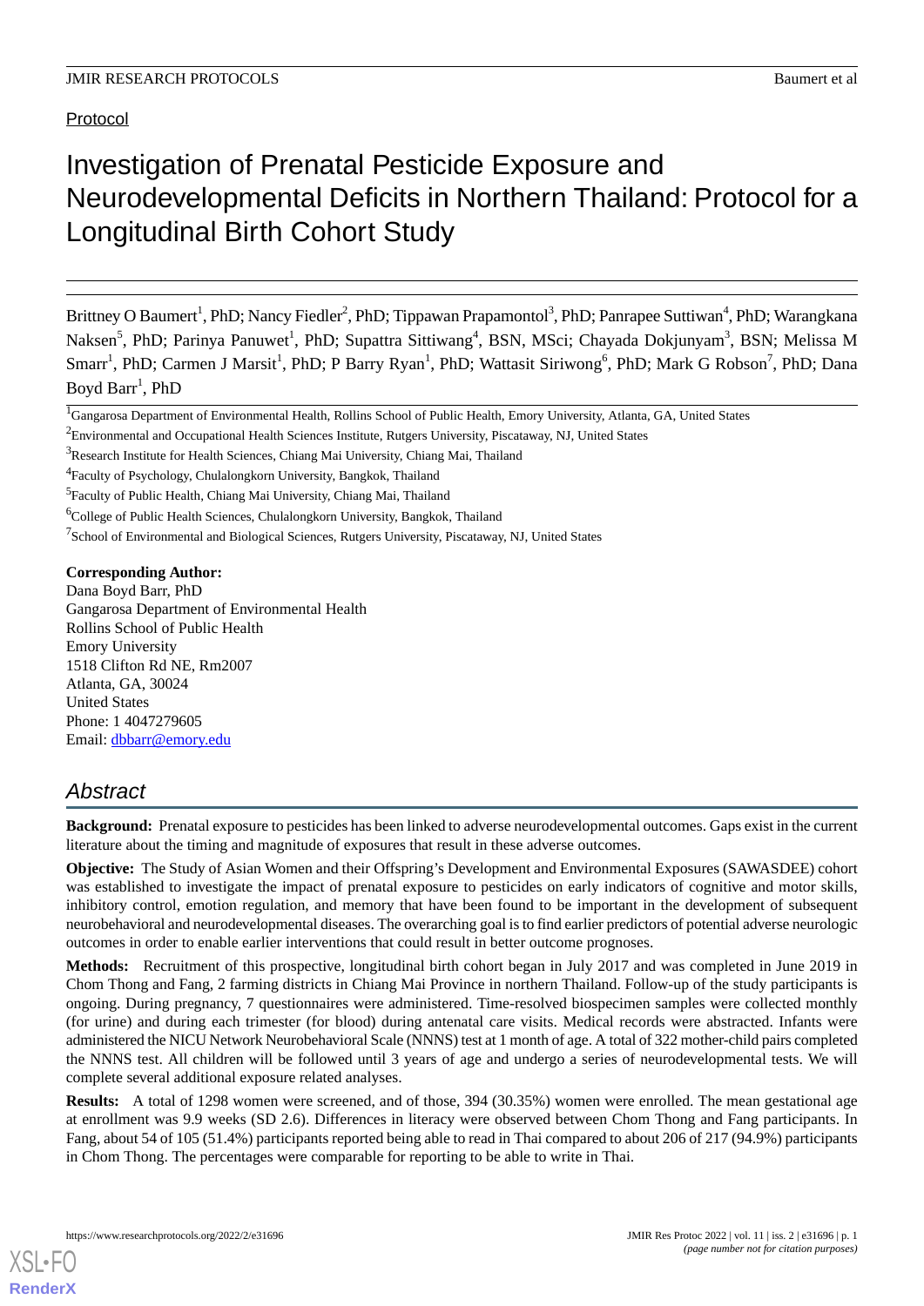Protocol

# Investigation of Prenatal Pesticide Exposure and Neurodevelopmental Deficits in Northern Thailand: Protocol for a Longitudinal Birth Cohort Study

Brittney O Baumert[1], PhD; Nancy Fiedler[2], PhD; Tippawan Prapamontol[3], PhD; Panrapee Suttiwan[4], PhD; Warangkana Naksen[5], PhD; Parinya Panuwet[1], PhD; Supattra Sittiwang[4], BSN, MSci; Chayada Dokjunyam[3], BSN; Melissa M Smarr[1], PhD; Carmen J Marsit[1], PhD; P Barry Ryan[1], PhD; Wattasit Siriwong[6], PhD; Mark G Robson[7], PhD; Dana Boyd Barr[1], PhD

[1]Gangarosa Department of Environmental Health, Rollins School of Public Health, Emory University, Atlanta, GA, United States

[2]Environmental and Occupational Health Sciences Institute, Rutgers University, Piscataway, NJ, United States

[3]Research Institute for Health Sciences, Chiang Mai University, Chiang Mai, Thailand

[4]Faculty of Psychology, Chulalongkorn University, Bangkok, Thailand

[5]Faculty of Public Health, Chiang Mai University, Chiang Mai, Thailand

[6]College of Public Health Sciences, Chulalongkorn University, Bangkok, Thailand

[7]School of Environmental and Biological Sciences, Rutgers University, Piscataway, NJ, United States

**Corresponding Author:**
Dana Boyd Barr, PhD
Gangarosa Department of Environmental Health
Rollins School of Public Health
Emory University
1518 Clifton Rd NE, Rm2007
Atlanta, GA, 30024
United States
Phone: 1 4047279605
Email: dbbarr@emory.edu

## Abstract

**Background:** Prenatal exposure to pesticides has been linked to adverse neurodevelopmental outcomes. Gaps exist in the current literature about the timing and magnitude of exposures that result in these adverse outcomes.

**Objective:** The Study of Asian Women and their Offspring's Development and Environmental Exposures (SAWASDEE) cohort was established to investigate the impact of prenatal exposure to pesticides on early indicators of cognitive and motor skills, inhibitory control, emotion regulation, and memory that have been found to be important in the development of subsequent neurobehavioral and neurodevelopmental diseases. The overarching goal is to find earlier predictors of potential adverse neurologic outcomes in order to enable earlier interventions that could result in better outcome prognoses.

**Methods:** Recruitment of this prospective, longitudinal birth cohort began in July 2017 and was completed in June 2019 in Chom Thong and Fang, 2 farming districts in Chiang Mai Province in northern Thailand. Follow-up of the study participants is ongoing. During pregnancy, 7 questionnaires were administered. Time-resolved biospecimen samples were collected monthly (for urine) and during each trimester (for blood) during antenatal care visits. Medical records were abstracted. Infants were administered the NICU Network Neurobehavioral Scale (NNNS) test at 1 month of age. A total of 322 mother-child pairs completed the NNNS test. All children will be followed until 3 years of age and undergo a series of neurodevelopmental tests. We will complete several additional exposure related analyses.

**Results:** A total of 1298 women were screened, and of those, 394 (30.35%) women were enrolled. The mean gestational age at enrollment was 9.9 weeks (SD 2.6). Differences in literacy were observed between Chom Thong and Fang participants. In Fang, about 54 of 105 (51.4%) participants reported being able to read in Thai compared to about 206 of 217 (94.9%) participants in Chom Thong. The percentages were comparable for reporting to be able to write in Thai.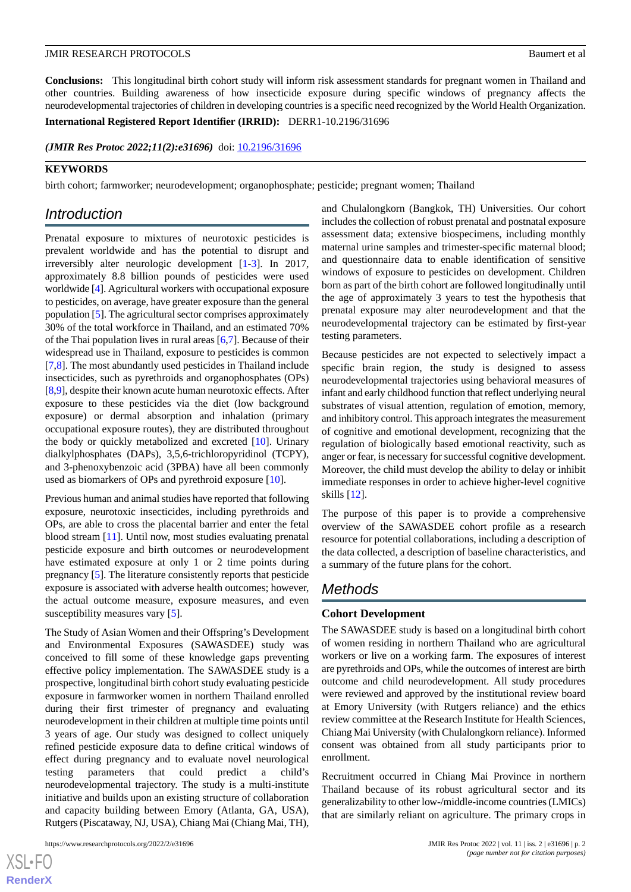**Conclusions:** This longitudinal birth cohort study will inform risk assessment standards for pregnant women in Thailand and other countries. Building awareness of how insecticide exposure during specific windows of pregnancy affects the neurodevelopmental trajectories of children in developing countries is a specific need recognized by the World Health Organization.

**International Registered Report Identifier (IRRID):** DERR1-10.2196/31696

***(JMIR Res Protoc 2022;11(2):e31696)*** doi: 10.2196/31696

**KEYWORDS**

birth cohort; farmworker; neurodevelopment; organophosphate; pesticide; pregnant women; Thailand

## Introduction

Prenatal exposure to mixtures of neurotoxic pesticides is prevalent worldwide and has the potential to disrupt and irreversibly alter neurologic development [1-3]. In 2017, approximately 8.8 billion pounds of pesticides were used worldwide [4]. Agricultural workers with occupational exposure to pesticides, on average, have greater exposure than the general population [5]. The agricultural sector comprises approximately 30% of the total workforce in Thailand, and an estimated 70% of the Thai population lives in rural areas [6,7]. Because of their widespread use in Thailand, exposure to pesticides is common [7,8]. The most abundantly used pesticides in Thailand include insecticides, such as pyrethroids and organophosphates (OPs) [8,9], despite their known acute human neurotoxic effects. After exposure to these pesticides via the diet (low background exposure) or dermal absorption and inhalation (primary occupational exposure routes), they are distributed throughout the body or quickly metabolized and excreted [10]. Urinary dialkylphosphates (DAPs), 3,5,6-trichloropyridinol (TCPY), and 3-phenoxybenzoic acid (3PBA) have all been commonly used as biomarkers of OPs and pyrethroid exposure [10].

Previous human and animal studies have reported that following exposure, neurotoxic insecticides, including pyrethroids and OPs, are able to cross the placental barrier and enter the fetal blood stream [11]. Until now, most studies evaluating prenatal pesticide exposure and birth outcomes or neurodevelopment have estimated exposure at only 1 or 2 time points during pregnancy [5]. The literature consistently reports that pesticide exposure is associated with adverse health outcomes; however, the actual outcome measure, exposure measures, and even susceptibility measures vary [5].

The Study of Asian Women and their Offspring's Development and Environmental Exposures (SAWASDEE) study was conceived to fill some of these knowledge gaps preventing effective policy implementation. The SAWASDEE study is a prospective, longitudinal birth cohort study evaluating pesticide exposure in farmworker women in northern Thailand enrolled during their first trimester of pregnancy and evaluating neurodevelopment in their children at multiple time points until 3 years of age. Our study was designed to collect uniquely refined pesticide exposure data to define critical windows of effect during pregnancy and to evaluate novel neurological testing parameters that could predict a child's neurodevelopmental trajectory. The study is a multi-institute initiative and builds upon an existing structure of collaboration and capacity building between Emory (Atlanta, GA, USA), Rutgers (Piscataway, NJ, USA), Chiang Mai (Chiang Mai, TH), and Chulalongkorn (Bangkok, TH) Universities. Our cohort includes the collection of robust prenatal and postnatal exposure assessment data; extensive biospecimens, including monthly maternal urine samples and trimester-specific maternal blood; and questionnaire data to enable identification of sensitive windows of exposure to pesticides on development. Children born as part of the birth cohort are followed longitudinally until the age of approximately 3 years to test the hypothesis that prenatal exposure may alter neurodevelopment and that the neurodevelopmental trajectory can be estimated by first-year testing parameters.

Because pesticides are not expected to selectively impact a specific brain region, the study is designed to assess neurodevelopmental trajectories using behavioral measures of infant and early childhood function that reflect underlying neural substrates of visual attention, regulation of emotion, memory, and inhibitory control. This approach integrates the measurement of cognitive and emotional development, recognizing that the regulation of biologically based emotional reactivity, such as anger or fear, is necessary for successful cognitive development. Moreover, the child must develop the ability to delay or inhibit immediate responses in order to achieve higher-level cognitive skills [12].

The purpose of this paper is to provide a comprehensive overview of the SAWASDEE cohort profile as a research resource for potential collaborations, including a description of the data collected, a description of baseline characteristics, and a summary of the future plans for the cohort.

## Methods

### Cohort Development

The SAWASDEE study is based on a longitudinal birth cohort of women residing in northern Thailand who are agricultural workers or live on a working farm. The exposures of interest are pyrethroids and OPs, while the outcomes of interest are birth outcome and child neurodevelopment. All study procedures were reviewed and approved by the institutional review board at Emory University (with Rutgers reliance) and the ethics review committee at the Research Institute for Health Sciences, Chiang Mai University (with Chulalongkorn reliance). Informed consent was obtained from all study participants prior to enrollment.

Recruitment occurred in Chiang Mai Province in northern Thailand because of its robust agricultural sector and its generalizability to other low-/middle-income countries (LMICs) that are similarly reliant on agriculture. The primary crops in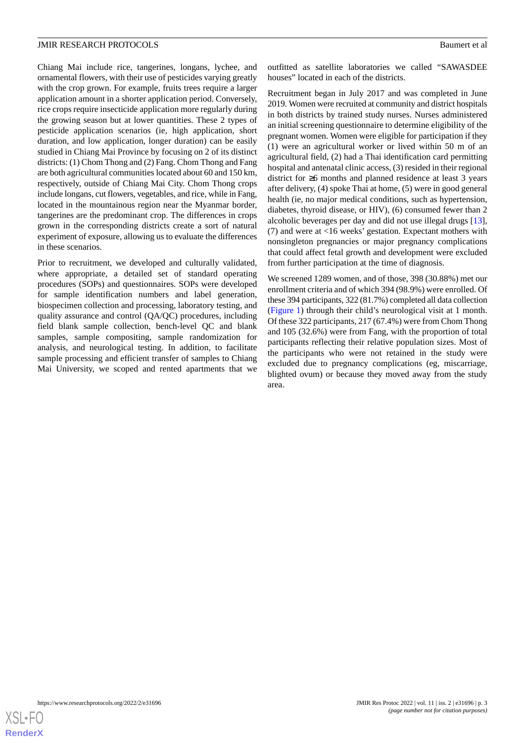Chiang Mai include rice, tangerines, longans, lychee, and ornamental flowers, with their use of pesticides varying greatly with the crop grown. For example, fruits trees require a larger application amount in a shorter application period. Conversely, rice crops require insecticide application more regularly during the growing season but at lower quantities. These 2 types of pesticide application scenarios (ie, high application, short duration, and low application, longer duration) can be easily studied in Chiang Mai Province by focusing on 2 of its distinct districts: (1) Chom Thong and (2) Fang. Chom Thong and Fang are both agricultural communities located about 60 and 150 km, respectively, outside of Chiang Mai City. Chom Thong crops include longans, cut flowers, vegetables, and rice, while in Fang, located in the mountainous region near the Myanmar border, tangerines are the predominant crop. The differences in crops grown in the corresponding districts create a sort of natural experiment of exposure, allowing us to evaluate the differences in these scenarios.

Prior to recruitment, we developed and culturally validated, where appropriate, a detailed set of standard operating procedures (SOPs) and questionnaires. SOPs were developed for sample identification numbers and label generation, biospecimen collection and processing, laboratory testing, and quality assurance and control (QA/QC) procedures, including field blank sample collection, bench-level QC and blank samples, sample compositing, sample randomization for analysis, and neurological testing. In addition, to facilitate sample processing and efficient transfer of samples to Chiang Mai University, we scoped and rented apartments that we outfitted as satellite laboratories we called "SAWASDEE houses" located in each of the districts.

Recruitment began in July 2017 and was completed in June 2019. Women were recruited at community and district hospitals in both districts by trained study nurses. Nurses administered an initial screening questionnaire to determine eligibility of the pregnant women. Women were eligible for participation if they (1) were an agricultural worker or lived within 50 m of an agricultural field, (2) had a Thai identification card permitting hospital and antenatal clinic access, (3) resided in their regional district for ≥6 months and planned residence at least 3 years after delivery, (4) spoke Thai at home, (5) were in good general health (ie, no major medical conditions, such as hypertension, diabetes, thyroid disease, or HIV), (6) consumed fewer than 2 alcoholic beverages per day and did not use illegal drugs [13], (7) and were at <16 weeks' gestation. Expectant mothers with nonsingleton pregnancies or major pregnancy complications that could affect fetal growth and development were excluded from further participation at the time of diagnosis.

We screened 1289 women, and of those, 398 (30.88%) met our enrollment criteria and of which 394 (98.9%) were enrolled. Of these 394 participants, 322 (81.7%) completed all data collection (Figure 1) through their child's neurological visit at 1 month. Of these 322 participants, 217 (67.4%) were from Chom Thong and 105 (32.6%) were from Fang, with the proportion of total participants reflecting their relative population sizes. Most of the participants who were not retained in the study were excluded due to pregnancy complications (eg, miscarriage, blighted ovum) or because they moved away from the study area.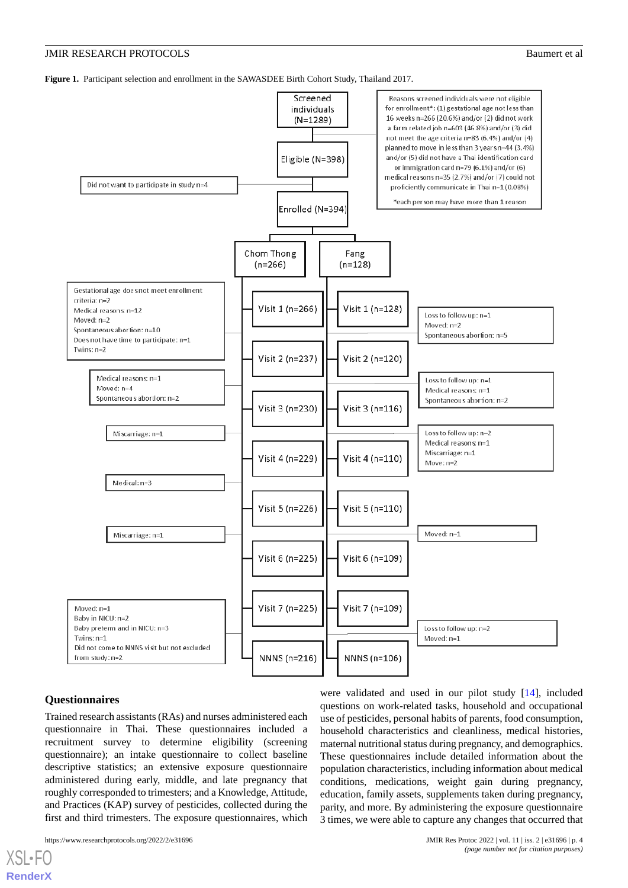**Figure 1.** Participant selection and enrollment in the SAWASDEE Birth Cohort Study, Thailand 2017.

Screened individuals (N=1289)

Reasons screened individuals were not eligible for enrollment*: (1) gestational age not less than 16 weeks n=266 (20.6%) and/or (2) did not work a farm related job n=603 (46.8%) and/or (3) did not meet the age criteria n=83 (6.4%) and/or (4) planned to move in less than 3 years n=44 (3.4%) and/or (5) did not have a Thai identification card or immigration card n=79 (6.1%) and/or (6) medical reasons n=35 (2.7%) and/or (7) could not proficiently communicate in Thai n=1 (0.08%)

*each person may have more than 1 reason

Eligible (N=398)

Did not want to participate in study n=4

Enrolled (N=394)

Chom Thong (n=266)

Fang (n=128)

Gestational age does not meet enrollment criteria: n=2
Medical reasons: n=12
Moved: n=2
Spontaneous abortion: n=10
Does not have time to participate: n=1
Twins: n=2

Visit 1 (n=266)

Visit 1 (n=128)

Loss to follow up: n=1
Moved: n=2
Spontaneous abortion: n=5

Medical reasons: n=1
Moved: n=4
Spontaneous abortion: n=2

Visit 2 (n=237)

Visit 2 (n=120)

Loss to follow up: n=1
Medical reasons: n=1
Spontaneous abortion: n=2

Miscarriage: n=1

Visit 3 (n=230)

Visit 3 (n=116)

Loss to follow up: n=2
Medical reasons: n=1
Miscarriage: n=1
Move: n=2

Medical: n=3

Visit 4 (n=229)

Visit 4 (n=110)

Miscarriage: n=1

Visit 5 (n=226)

Visit 5 (n=110)

Moved: n=1

Visit 6 (n=225)

Visit 6 (n=109)

Moved: n=1
Baby in NICU: n=2
Baby preterm and in NICU: n=3
Twins: n=1
Did not come to NNNS visit but not excluded from study: n=2

Visit 7 (n=225)

Visit 7 (n=109)

Loss to follow up: n=2
Moved: n=1

NNNS (n=216)

NNNS (n=106)

### Questionnaires

Trained research assistants (RAs) and nurses administered each questionnaire in Thai. These questionnaires included a recruitment survey to determine eligibility (screening questionnaire); an intake questionnaire to collect baseline descriptive statistics; an extensive exposure questionnaire administered during early, middle, and late pregnancy that roughly corresponded to trimesters; and a Knowledge, Attitude, and Practices (KAP) survey of pesticides, collected during the first and third trimesters. The exposure questionnaires, which were validated and used in our pilot study [14], included questions on work-related tasks, household and occupational use of pesticides, personal habits of parents, food consumption, household characteristics and cleanliness, medical histories, maternal nutritional status during pregnancy, and demographics. These questionnaires include detailed information about the population characteristics, including information about medical conditions, medications, weight gain during pregnancy, education, family assets, supplements taken during pregnancy, parity, and more. By administering the exposure questionnaire 3 times, we were able to capture any changes that occurred that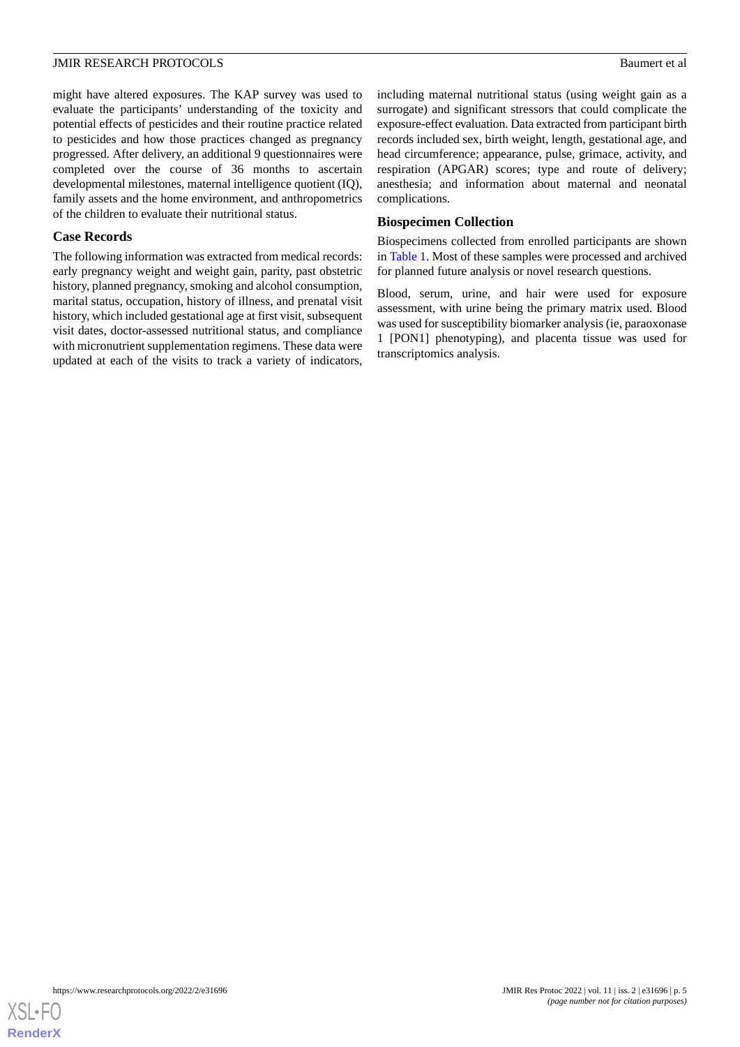might have altered exposures. The KAP survey was used to evaluate the participants' understanding of the toxicity and potential effects of pesticides and their routine practice related to pesticides and how those practices changed as pregnancy progressed. After delivery, an additional 9 questionnaires were completed over the course of 36 months to ascertain developmental milestones, maternal intelligence quotient (IQ), family assets and the home environment, and anthropometrics of the children to evaluate their nutritional status.

### Case Records

The following information was extracted from medical records: early pregnancy weight and weight gain, parity, past obstetric history, planned pregnancy, smoking and alcohol consumption, marital status, occupation, history of illness, and prenatal visit history, which included gestational age at first visit, subsequent visit dates, doctor-assessed nutritional status, and compliance with micronutrient supplementation regimens. These data were updated at each of the visits to track a variety of indicators, including maternal nutritional status (using weight gain as a surrogate) and significant stressors that could complicate the exposure-effect evaluation. Data extracted from participant birth records included sex, birth weight, length, gestational age, and head circumference; appearance, pulse, grimace, activity, and respiration (APGAR) scores; type and route of delivery; anesthesia; and information about maternal and neonatal complications.

### Biospecimen Collection

Biospecimens collected from enrolled participants are shown in Table 1. Most of these samples were processed and archived for planned future analysis or novel research questions.

Blood, serum, urine, and hair were used for exposure assessment, with urine being the primary matrix used. Blood was used for susceptibility biomarker analysis (ie, paraoxonase 1 [PON1] phenotyping), and placenta tissue was used for transcriptomics analysis.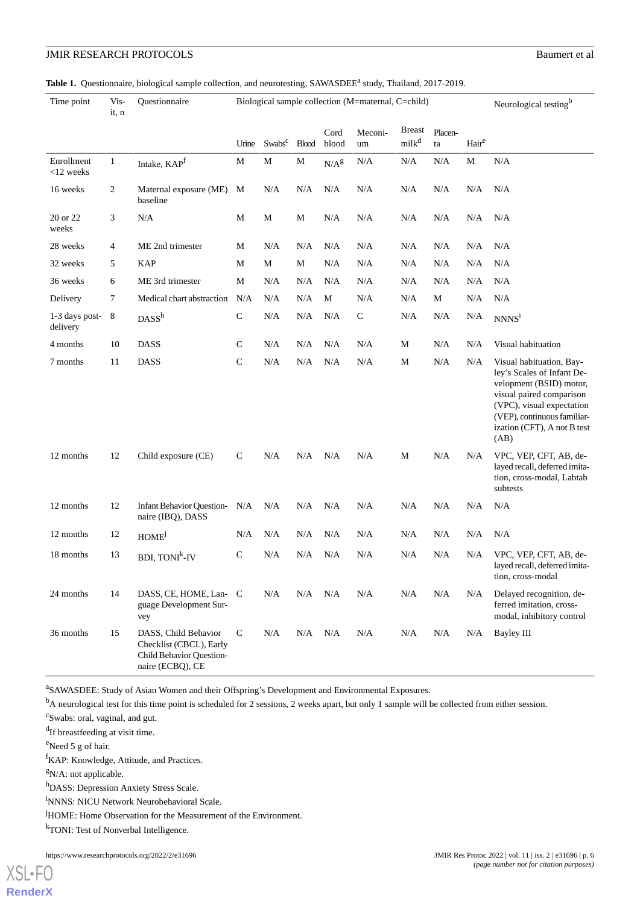**Table 1.** Questionnaire, biological sample collection, and neurotesting, SAWASDEE[a] study, Thailand, 2017-2019.

| Time point | Visit, n | Questionnaire | Biological sample collection (M=maternal, C=child) | | | | | | | | Neurological testing[b] |
|---|---|---|---|---|---|---|---|---|---|---|---|
| | | | Urine | Swabs[c] | Blood | Cord blood | Meconium | Breast milk[d] | Placenta | Hair[e] | |
| Enrollment <12 weeks | 1 | Intake, KAP[f] | M | M | M | N/A[g] | N/A | N/A | N/A | M | N/A |
| 16 weeks | 2 | Maternal exposure (ME) baseline | M | N/A | N/A | N/A | N/A | N/A | N/A | N/A | N/A |
| 20 or 22 weeks | 3 | N/A | M | M | M | N/A | N/A | N/A | N/A | N/A | N/A |
| 28 weeks | 4 | ME 2nd trimester | M | N/A | N/A | N/A | N/A | N/A | N/A | N/A | N/A |
| 32 weeks | 5 | KAP | M | M | M | N/A | N/A | N/A | N/A | N/A | N/A |
| 36 weeks | 6 | ME 3rd trimester | M | N/A | N/A | N/A | N/A | N/A | N/A | N/A | N/A |
| Delivery | 7 | Medical chart abstraction | N/A | N/A | N/A | M | N/A | N/A | M | N/A | N/A |
| 1-3 days post-delivery | 8 | DASS[h] | C | N/A | N/A | N/A | C | N/A | N/A | N/A | NNNS[i] |
| 4 months | 10 | DASS | C | N/A | N/A | N/A | N/A | M | N/A | N/A | Visual habituation |
| 7 months | 11 | DASS | C | N/A | N/A | N/A | N/A | M | N/A | N/A | Visual habituation, Bayley's Scales of Infant Development (BSID) motor, visual paired comparison (VPC), visual expectation (VEP), continuous familiarization (CFT), A not B test (AB) |
| 12 months | 12 | Child exposure (CE) | C | N/A | N/A | N/A | N/A | M | N/A | N/A | VPC, VEP, CFT, AB, delayed recall, deferred imitation, cross-modal, Labtab subtests |
| 12 months | 12 | Infant Behavior Questionnaire (IBQ), DASS | N/A | N/A | N/A | N/A | N/A | N/A | N/A | N/A | N/A |
| 12 months | 12 | HOME[j] | N/A | N/A | N/A | N/A | N/A | N/A | N/A | N/A | N/A |
| 18 months | 13 | BDI, TONI[k]-IV | C | N/A | N/A | N/A | N/A | N/A | N/A | N/A | VPC, VEP, CFT, AB, delayed recall, deferred imitation, cross-modal |
| 24 months | 14 | DASS, CE, HOME, Language Development Survey | C | N/A | N/A | N/A | N/A | N/A | N/A | N/A | Delayed recognition, deferred imitation, cross-modal, inhibitory control |
| 36 months | 15 | DASS, Child Behavior Checklist (CBCL), Early Child Behavior Questionnaire (ECBQ), CE | C | N/A | N/A | N/A | N/A | N/A | N/A | N/A | Bayley III |

[a]SAWASDEE: Study of Asian Women and their Offspring's Development and Environmental Exposures.

[b]A neurological test for this time point is scheduled for 2 sessions, 2 weeks apart, but only 1 sample will be collected from either session.

[c]Swabs: oral, vaginal, and gut.

[d]If breastfeeding at visit time.

[e]Need 5 g of hair.

[f]KAP: Knowledge, Attitude, and Practices.

[g]N/A: not applicable.

[h]DASS: Depression Anxiety Stress Scale.

[i]NNNS: NICU Network Neurobehavioral Scale.

[j]HOME: Home Observation for the Measurement of the Environment.

[k]TONI: Test of Nonverbal Intelligence.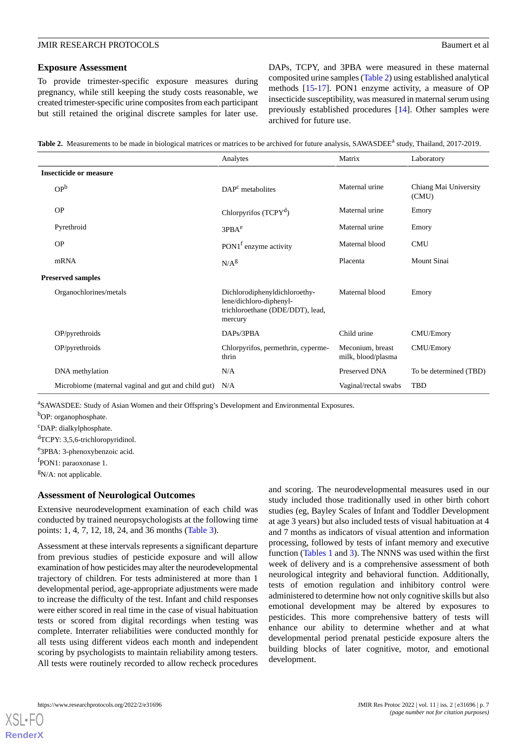## Exposure Assessment

To provide trimester-specific exposure measures during pregnancy, while still keeping the study costs reasonable, we created trimester-specific urine composites from each participant but still retained the original discrete samples for later use. DAPs, TCPY, and 3PBA were measured in these maternal composited urine samples (Table 2) using established analytical methods [15-17]. PON1 enzyme activity, a measure of OP insecticide susceptibility, was measured in maternal serum using previously established procedures [14]. Other samples were archived for future use.

**Table 2.** Measurements to be made in biological matrices or matrices to be archived for future analysis, SAWASDEE[a] study, Thailand, 2017-2019.

| | Analytes | Matrix | Laboratory |
|---|---|---|---|
| **Insecticide or measure** | | | |
| OP[b] | DAP[c] metabolites | Maternal urine | Chiang Mai University (CMU) |
| OP | Chlorpyrifos (TCPY[d]) | Maternal urine | Emory |
| Pyrethroid | 3PBA[e] | Maternal urine | Emory |
| OP | PON1[f] enzyme activity | Maternal blood | CMU |
| mRNA | N/A[g] | Placenta | Mount Sinai |
| **Preserved samples** | | | |
| Organochlorines/metals | Dichlorodiphenyldichloroethylene/dichloro-diphenyl-trichloroethane (DDE/DDT), lead, mercury | Maternal blood | Emory |
| OP/pyrethroids | DAPs/3PBA | Child urine | CMU/Emory |
| OP/pyrethroids | Chlorpyrifos, permethrin, cypermethrin | Meconium, breast milk, blood/plasma | CMU/Emory |
| DNA methylation | N/A | Preserved DNA | To be determined (TBD) |
| Microbiome (maternal vaginal and gut and child gut) | N/A | Vaginal/rectal swabs | TBD |

[a]SAWASDEE: Study of Asian Women and their Offspring's Development and Environmental Exposures.

[b]OP: organophosphate.

[c]DAP: dialkylphosphate.

[d]TCPY: 3,5,6-trichloropyridinol.

[e]3PBA: 3-phenoxybenzoic acid.

[f]PON1: paraoxonase 1.

[g]N/A: not applicable.

## Assessment of Neurological Outcomes

Extensive neurodevelopment examination of each child was conducted by trained neuropsychologists at the following time points: 1, 4, 7, 12, 18, 24, and 36 months (Table 3).

Assessment at these intervals represents a significant departure from previous studies of pesticide exposure and will allow examination of how pesticides may alter the neurodevelopmental trajectory of children. For tests administered at more than 1 developmental period, age-appropriate adjustments were made to increase the difficulty of the test. Infant and child responses were either scored in real time in the case of visual habituation tests or scored from digital recordings when testing was complete. Interrater reliabilities were conducted monthly for all tests using different videos each month and independent scoring by psychologists to maintain reliability among testers. All tests were routinely recorded to allow recheck procedures and scoring. The neurodevelopmental measures used in our study included those traditionally used in other birth cohort studies (eg, Bayley Scales of Infant and Toddler Development at age 3 years) but also included tests of visual habituation at 4 and 7 months as indicators of visual attention and information processing, followed by tests of infant memory and executive function (Tables 1 and 3). The NNNS was used within the first week of delivery and is a comprehensive assessment of both neurological integrity and behavioral function. Additionally, tests of emotion regulation and inhibitory control were administered to determine how not only cognitive skills but also emotional development may be altered by exposures to pesticides. This more comprehensive battery of tests will enhance our ability to determine whether and at what developmental period prenatal pesticide exposure alters the building blocks of later cognitive, motor, and emotional development.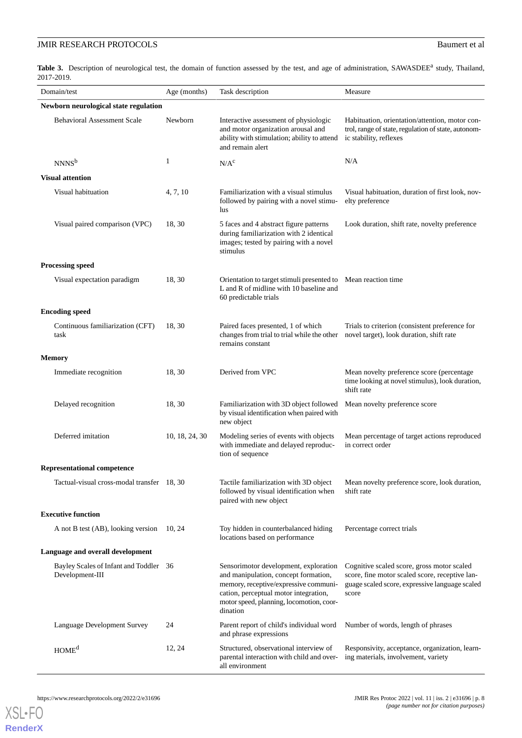**Table 3.** Description of neurological test, the domain of function assessed by the test, and age of administration, SAWASDEE[a] study, Thailand, 2017-2019.

| Domain/test | Age (months) | Task description | Measure |
|---|---|---|---|
| **Newborn neurological state regulation** | | | |
| Behavioral Assessment Scale | Newborn | Interactive assessment of physiologic and motor organization arousal and ability with stimulation; ability to attend and remain alert | Habituation, orientation/attention, motor control, range of state, regulation of state, autonomic stability, reflexes |
| NNNS[b] | 1 | N/A[c] | N/A |
| **Visual attention** | | | |
| Visual habituation | 4, 7, 10 | Familiarization with a visual stimulus followed by pairing with a novel stimulus | Visual habituation, duration of first look, novelty preference |
| Visual paired comparison (VPC) | 18, 30 | 5 faces and 4 abstract figure patterns during familiarization with 2 identical images; tested by pairing with a novel stimulus | Look duration, shift rate, novelty preference |
| **Processing speed** | | | |
| Visual expectation paradigm | 18, 30 | Orientation to target stimuli presented to L and R of midline with 10 baseline and 60 predictable trials | Mean reaction time |
| **Encoding speed** | | | |
| Continuous familiarization (CFT) task | 18, 30 | Paired faces presented, 1 of which changes from trial to trial while the other remains constant | Trials to criterion (consistent preference for novel target), look duration, shift rate |
| **Memory** | | | |
| Immediate recognition | 18, 30 | Derived from VPC | Mean novelty preference score (percentage time looking at novel stimulus), look duration, shift rate |
| Delayed recognition | 18, 30 | Familiarization with 3D object followed by visual identification when paired with new object | Mean novelty preference score |
| Deferred imitation | 10, 18, 24, 30 | Modeling series of events with objects with immediate and delayed reproduction of sequence | Mean percentage of target actions reproduced in correct order |
| **Representational competence** | | | |
| Tactual-visual cross-modal transfer | 18, 30 | Tactile familiarization with 3D object followed by visual identification when paired with new object | Mean novelty preference score, look duration, shift rate |
| **Executive function** | | | |
| A not B test (AB), looking version | 10, 24 | Toy hidden in counterbalanced hiding locations based on performance | Percentage correct trials |
| **Language and overall development** | | | |
| Bayley Scales of Infant and Toddler Development-III | 36 | Sensorimotor development, exploration and manipulation, concept formation, memory, receptive/expressive communication, perceptual motor integration, motor speed, planning, locomotion, coordination | Cognitive scaled score, gross motor scaled score, fine motor scaled score, receptive language scaled score, expressive language scaled score |
| Language Development Survey | 24 | Parent report of child's individual word and phrase expressions | Number of words, length of phrases |
| HOME[d] | 12, 24 | Structured, observational interview of parental interaction with child and overall environment | Responsivity, acceptance, organization, learning materials, involvement, variety |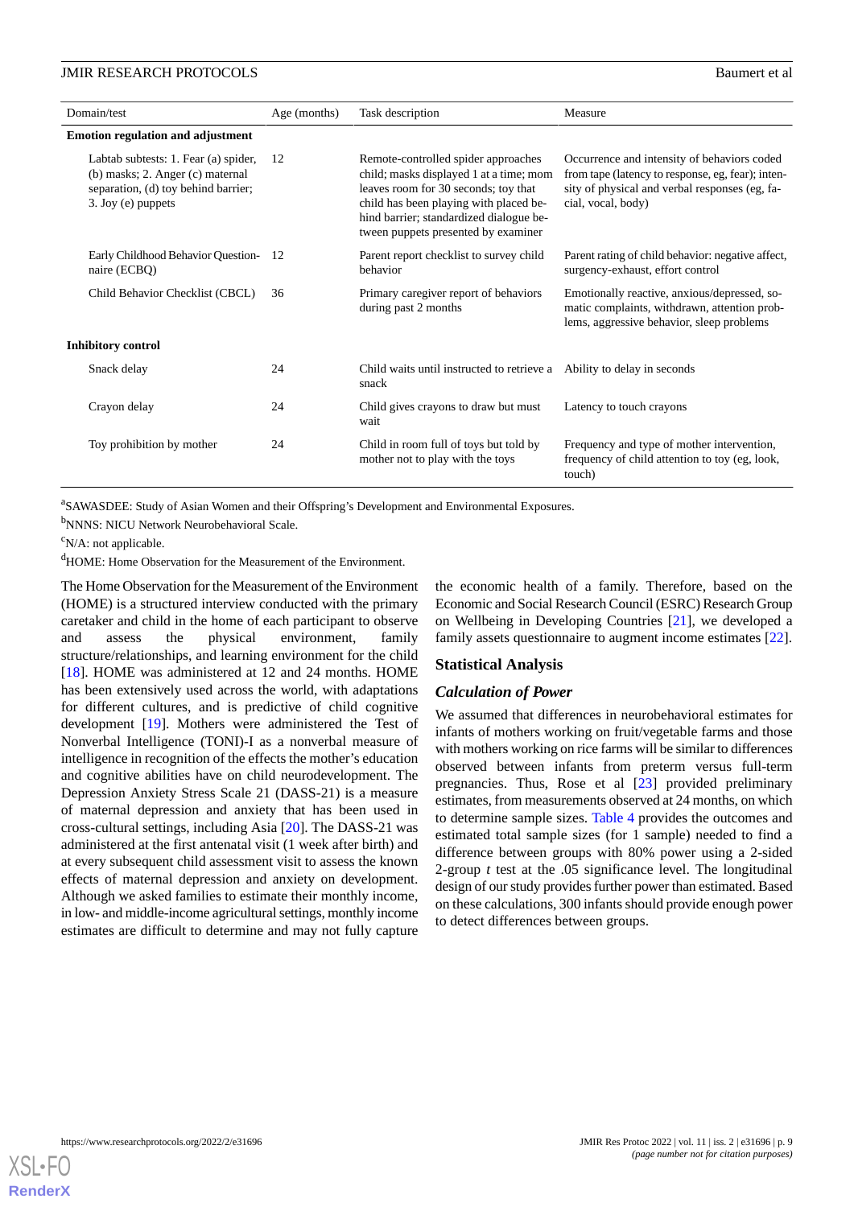| Domain/test | Age (months) | Task description | Measure |
|---|---|---|---|
| **Emotion regulation and adjustment** | | | |
| Labtab subtests: 1. Fear (a) spider, (b) masks; 2. Anger (c) maternal separation, (d) toy behind barrier; 3. Joy (e) puppets | 12 | Remote-controlled spider approaches child; masks displayed 1 at a time; mom leaves room for 30 seconds; toy that child has been playing with placed behind barrier; standardized dialogue between puppets presented by examiner | Occurrence and intensity of behaviors coded from tape (latency to response, eg, fear); intensity of physical and verbal responses (eg, facial, vocal, body) |
| Early Childhood Behavior Questionnaire (ECBQ) | 12 | Parent report checklist to survey child behavior | Parent rating of child behavior: negative affect, surgency-exhaust, effort control |
| Child Behavior Checklist (CBCL) | 36 | Primary caregiver report of behaviors during past 2 months | Emotionally reactive, anxious/depressed, somatic complaints, withdrawn, attention problems, aggressive behavior, sleep problems |
| **Inhibitory control** | | | |
| Snack delay | 24 | Child waits until instructed to retrieve a snack | Ability to delay in seconds |
| Crayon delay | 24 | Child gives crayons to draw but must wait | Latency to touch crayons |
| Toy prohibition by mother | 24 | Child in room full of toys but told by mother not to play with the toys | Frequency and type of mother intervention, frequency of child attention to toy (eg, look, touch) |

[a]SAWASDEE: Study of Asian Women and their Offspring's Development and Environmental Exposures.

[b]NNNS: NICU Network Neurobehavioral Scale.

[c]N/A: not applicable.

[d]HOME: Home Observation for the Measurement of the Environment.

The Home Observation for the Measurement of the Environment (HOME) is a structured interview conducted with the primary caretaker and child in the home of each participant to observe and assess the physical environment, family structure/relationships, and learning environment for the child [18]. HOME was administered at 12 and 24 months. HOME has been extensively used across the world, with adaptations for different cultures, and is predictive of child cognitive development [19]. Mothers were administered the Test of Nonverbal Intelligence (TONI)-I as a nonverbal measure of intelligence in recognition of the effects the mother's education and cognitive abilities have on child neurodevelopment. The Depression Anxiety Stress Scale 21 (DASS-21) is a measure of maternal depression and anxiety that has been used in cross-cultural settings, including Asia [20]. The DASS-21 was administered at the first antenatal visit (1 week after birth) and at every subsequent child assessment visit to assess the known effects of maternal depression and anxiety on development. Although we asked families to estimate their monthly income, in low- and middle-income agricultural settings, monthly income estimates are difficult to determine and may not fully capture the economic health of a family. Therefore, based on the Economic and Social Research Council (ESRC) Research Group on Wellbeing in Developing Countries [21], we developed a family assets questionnaire to augment income estimates [22].

## Statistical Analysis

### Calculation of Power

We assumed that differences in neurobehavioral estimates for infants of mothers working on fruit/vegetable farms and those with mothers working on rice farms will be similar to differences observed between infants from preterm versus full-term pregnancies. Thus, Rose et al [23] provided preliminary estimates, from measurements observed at 24 months, on which to determine sample sizes. Table 4 provides the outcomes and estimated total sample sizes (for 1 sample) needed to find a difference between groups with 80% power using a 2-sided 2-group *t* test at the .05 significance level. The longitudinal design of our study provides further power than estimated. Based on these calculations, 300 infants should provide enough power to detect differences between groups.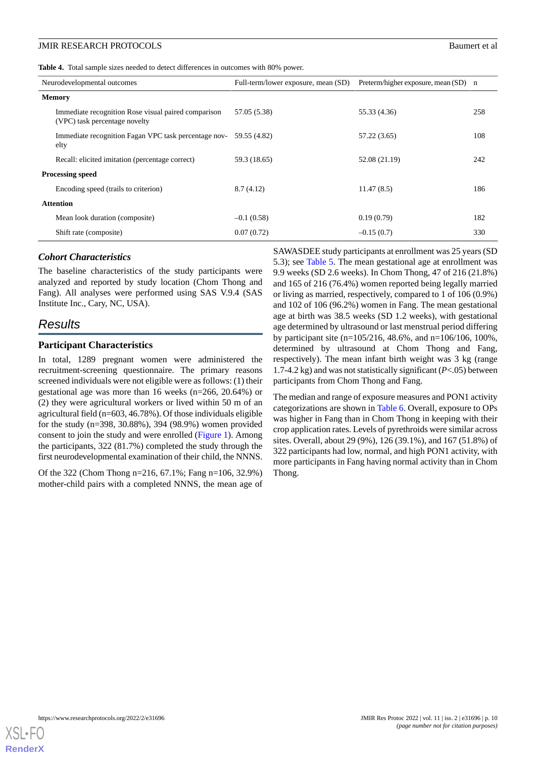**Table 4.** Total sample sizes needed to detect differences in outcomes with 80% power.

| Neurodevelopmental outcomes | Full-term/lower exposure, mean (SD) | Preterm/higher exposure, mean (SD) | n |
|---|---|---|---|
| **Memory** | | | |
| Immediate recognition Rose visual paired comparison (VPC) task percentage novelty | 57.05 (5.38) | 55.33 (4.36) | 258 |
| Immediate recognition Fagan VPC task percentage novelty | 59.55 (4.82) | 57.22 (3.65) | 108 |
| Recall: elicited imitation (percentage correct) | 59.3 (18.65) | 52.08 (21.19) | 242 |
| **Processing speed** | | | |
| Encoding speed (trails to criterion) | 8.7 (4.12) | 11.47 (8.5) | 186 |
| **Attention** | | | |
| Mean look duration (composite) | −0.1 (0.58) | 0.19 (0.79) | 182 |
| Shift rate (composite) | 0.07 (0.72) | −0.15 (0.7) | 330 |

### *Cohort Characteristics*

The baseline characteristics of the study participants were analyzed and reported by study location (Chom Thong and Fang). All analyses were performed using SAS V.9.4 (SAS Institute Inc., Cary, NC, USA).

## Results

### Participant Characteristics

In total, 1289 pregnant women were administered the recruitment-screening questionnaire. The primary reasons screened individuals were not eligible were as follows: (1) their gestational age was more than 16 weeks (n=266, 20.64%) or (2) they were agricultural workers or lived within 50 m of an agricultural field (n=603, 46.78%). Of those individuals eligible for the study (n=398, 30.88%), 394 (98.9%) women provided consent to join the study and were enrolled (Figure 1). Among the participants, 322 (81.7%) completed the study through the first neurodevelopmental examination of their child, the NNNS.

Of the 322 (Chom Thong n=216, 67.1%; Fang n=106, 32.9%) mother-child pairs with a completed NNNS, the mean age of SAWASDEE study participants at enrollment was 25 years (SD 5.3); see Table 5. The mean gestational age at enrollment was 9.9 weeks (SD 2.6 weeks). In Chom Thong, 47 of 216 (21.8%) and 165 of 216 (76.4%) women reported being legally married or living as married, respectively, compared to 1 of 106 (0.9%) and 102 of 106 (96.2%) women in Fang. The mean gestational age at birth was 38.5 weeks (SD 1.2 weeks), with gestational age determined by ultrasound or last menstrual period differing by participant site (n=105/216, 48.6%, and n=106/106, 100%, determined by ultrasound at Chom Thong and Fang, respectively). The mean infant birth weight was 3 kg (range 1.7-4.2 kg) and was not statistically significant ($P$<.05) between participants from Chom Thong and Fang.

The median and range of exposure measures and PON1 activity categorizations are shown in Table 6. Overall, exposure to OPs was higher in Fang than in Chom Thong in keeping with their crop application rates. Levels of pyrethroids were similar across sites. Overall, about 29 (9%), 126 (39.1%), and 167 (51.8%) of 322 participants had low, normal, and high PON1 activity, with more participants in Fang having normal activity than in Chom Thong.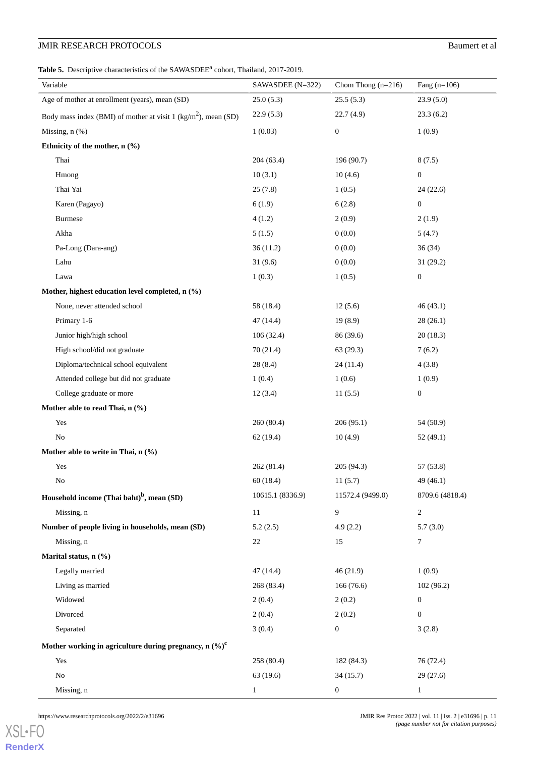**Table 5.** Descriptive characteristics of the SAWASDEE[a] cohort, Thailand, 2017-2019.

| Variable | SAWASDEE (N=322) | Chom Thong (n=216) | Fang (n=106) |
|---|---|---|---|
| Age of mother at enrollment (years), mean (SD) | 25.0 (5.3) | 25.5 (5.3) | 23.9 (5.0) |
| Body mass index (BMI) of mother at visit 1 (kg/m$^2$), mean (SD) | 22.9 (5.3) | 22.7 (4.9) | 23.3 (6.2) |
| Missing, n (%) | 1 (0.03) | 0 | 1 (0.9) |
| **Ethnicity of the mother, n (%)** | | | |
| Thai | 204 (63.4) | 196 (90.7) | 8 (7.5) |
| Hmong | 10 (3.1) | 10 (4.6) | 0 |
| Thai Yai | 25 (7.8) | 1 (0.5) | 24 (22.6) |
| Karen (Pagayo) | 6 (1.9) | 6 (2.8) | 0 |
| Burmese | 4 (1.2) | 2 (0.9) | 2 (1.9) |
| Akha | 5 (1.5) | 0 (0.0) | 5 (4.7) |
| Pa-Long (Dara-ang) | 36 (11.2) | 0 (0.0) | 36 (34) |
| Lahu | 31 (9.6) | 0 (0.0) | 31 (29.2) |
| Lawa | 1 (0.3) | 1 (0.5) | 0 |
| **Mother, highest education level completed, n (%)** | | | |
| None, never attended school | 58 (18.4) | 12 (5.6) | 46 (43.1) |
| Primary 1-6 | 47 (14.4) | 19 (8.9) | 28 (26.1) |
| Junior high/high school | 106 (32.4) | 86 (39.6) | 20 (18.3) |
| High school/did not graduate | 70 (21.4) | 63 (29.3) | 7 (6.2) |
| Diploma/technical school equivalent | 28 (8.4) | 24 (11.4) | 4 (3.8) |
| Attended college but did not graduate | 1 (0.4) | 1 (0.6) | 1 (0.9) |
| College graduate or more | 12 (3.4) | 11 (5.5) | 0 |
| **Mother able to read Thai, n (%)** | | | |
| Yes | 260 (80.4) | 206 (95.1) | 54 (50.9) |
| No | 62 (19.4) | 10 (4.9) | 52 (49.1) |
| **Mother able to write in Thai, n (%)** | | | |
| Yes | 262 (81.4) | 205 (94.3) | 57 (53.8) |
| No | 60 (18.4) | 11 (5.7) | 49 (46.1) |
| **Household income (Thai baht)[b], mean (SD)** | 10615.1 (8336.9) | 11572.4 (9499.0) | 8709.6 (4818.4) |
| Missing, n | 11 | 9 | 2 |
| **Number of people living in households, mean (SD)** | 5.2 (2.5) | 4.9 (2.2) | 5.7 (3.0) |
| Missing, n | 22 | 15 | 7 |
| **Marital status, n (%)** | | | |
| Legally married | 47 (14.4) | 46 (21.9) | 1 (0.9) |
| Living as married | 268 (83.4) | 166 (76.6) | 102 (96.2) |
| Widowed | 2 (0.4) | 2 (0.2) | 0 |
| Divorced | 2 (0.4) | 2 (0.2) | 0 |
| Separated | 3 (0.4) | 0 | 3 (2.8) |
| **Mother working in agriculture during pregnancy, n (%)[c]** | | | |
| Yes | 258 (80.4) | 182 (84.3) | 76 (72.4) |
| No | 63 (19.6) | 34 (15.7) | 29 (27.6) |
| Missing, n | 1 | 0 | 1 |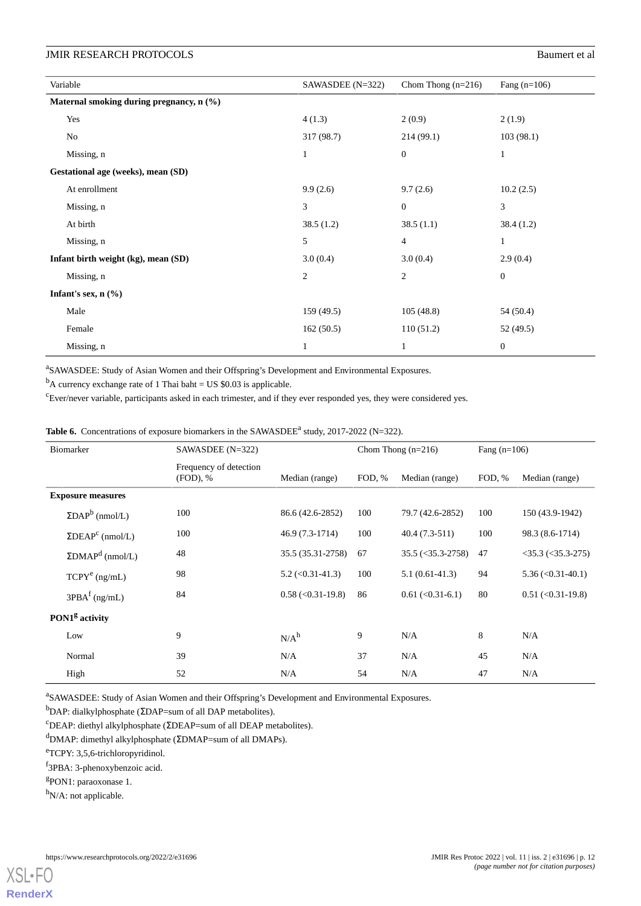| Variable | SAWASDEE (N=322) | Chom Thong (n=216) | Fang (n=106) |
|---|---|---|---|
| **Maternal smoking during pregnancy, n (%)** | | | |
| Yes | 4 (1.3) | 2 (0.9) | 2 (1.9) |
| No | 317 (98.7) | 214 (99.1) | 103 (98.1) |
| Missing, n | 1 | 0 | 1 |
| **Gestational age (weeks), mean (SD)** | | | |
| At enrollment | 9.9 (2.6) | 9.7 (2.6) | 10.2 (2.5) |
| Missing, n | 3 | 0 | 3 |
| At birth | 38.5 (1.2) | 38.5 (1.1) | 38.4 (1.2) |
| Missing, n | 5 | 4 | 1 |
| **Infant birth weight (kg), mean (SD)** | 3.0 (0.4) | 3.0 (0.4) | 2.9 (0.4) |
| Missing, n | 2 | 2 | 0 |
| **Infant's sex, n (%)** | | | |
| Male | 159 (49.5) | 105 (48.8) | 54 (50.4) |
| Female | 162 (50.5) | 110 (51.2) | 52 (49.5) |
| Missing, n | 1 | 1 | 0 |

[a]SAWASDEE: Study of Asian Women and their Offspring's Development and Environmental Exposures.

[b]A currency exchange rate of 1 Thai baht = US $0.03 is applicable.

[c]Ever/never variable, participants asked in each trimester, and if they ever responded yes, they were considered yes.

**Table 6.** Concentrations of exposure biomarkers in the SAWASDEE[a] study, 2017-2022 (N=322).

| Biomarker | SAWASDEE (N=322) | | Chom Thong (n=216) | | Fang (n=106) | |
|---|---|---|---|---|---|---|
| | Frequency of detection (FOD), % | Median (range) | FOD, % | Median (range) | FOD, % | Median (range) |
| **Exposure measures** | | | | | | |
| ΣDAP[b] (nmol/L) | 100 | 86.6 (42.6-2852) | 100 | 79.7 (42.6-2852) | 100 | 150 (43.9-1942) |
| ΣDEAP[c] (nmol/L) | 100 | 46.9 (7.3-1714) | 100 | 40.4 (7.3-511) | 100 | 98.3 (8.6-1714) |
| ΣDMAP[d] (nmol/L) | 48 | 35.5 (35.31-2758) | 67 | 35.5 (<35.3-2758) | 47 | <35.3 (<35.3-275) |
| TCPY[e] (ng/mL) | 98 | 5.2 (<0.31-41.3) | 100 | 5.1 (0.61-41.3) | 94 | 5.36 (<0.31-40.1) |
| 3PBA[f] (ng/mL) | 84 | 0.58 (<0.31-19.8) | 86 | 0.61 (<0.31-6.1) | 80 | 0.51 (<0.31-19.8) |
| **PON1[g] activity** | | | | | | |
| Low | 9 | N/A[h] | 9 | N/A | 8 | N/A |
| Normal | 39 | N/A | 37 | N/A | 45 | N/A |
| High | 52 | N/A | 54 | N/A | 47 | N/A |

[a]SAWASDEE: Study of Asian Women and their Offspring's Development and Environmental Exposures.

[b]DAP: dialkylphosphate (ΣDAP=sum of all DAP metabolites).

[c]DEAP: diethyl alkylphosphate (ΣDEAP=sum of all DEAP metabolites).

[d]DMAP: dimethyl alkylphosphate (ΣDMAP=sum of all DMAPs).

[e]TCPY: 3,5,6-trichloropyridinol.

[f]3PBA: 3-phenoxybenzoic acid.

[g]PON1: paraoxonase 1.

[h]N/A: not applicable.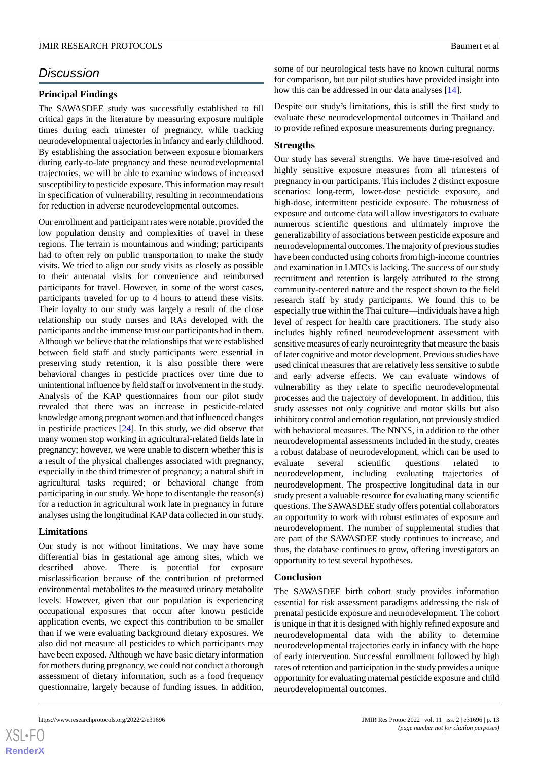## Discussion

### Principal Findings

The SAWASDEE study was successfully established to fill critical gaps in the literature by measuring exposure multiple times during each trimester of pregnancy, while tracking neurodevelopmental trajectories in infancy and early childhood. By establishing the association between exposure biomarkers during early-to-late pregnancy and these neurodevelopmental trajectories, we will be able to examine windows of increased susceptibility to pesticide exposure. This information may result in specification of vulnerability, resulting in recommendations for reduction in adverse neurodevelopmental outcomes.

Our enrollment and participant rates were notable, provided the low population density and complexities of travel in these regions. The terrain is mountainous and winding; participants had to often rely on public transportation to make the study visits. We tried to align our study visits as closely as possible to their antenatal visits for convenience and reimbursed participants for travel. However, in some of the worst cases, participants traveled for up to 4 hours to attend these visits. Their loyalty to our study was largely a result of the close relationship our study nurses and RAs developed with the participants and the immense trust our participants had in them. Although we believe that the relationships that were established between field staff and study participants were essential in preserving study retention, it is also possible there were behavioral changes in pesticide practices over time due to unintentional influence by field staff or involvement in the study. Analysis of the KAP questionnaires from our pilot study revealed that there was an increase in pesticide-related knowledge among pregnant women and that influenced changes in pesticide practices [24]. In this study, we did observe that many women stop working in agricultural-related fields late in pregnancy; however, we were unable to discern whether this is a result of the physical challenges associated with pregnancy, especially in the third trimester of pregnancy; a natural shift in agricultural tasks required; or behavioral change from participating in our study. We hope to disentangle the reason(s) for a reduction in agricultural work late in pregnancy in future analyses using the longitudinal KAP data collected in our study.

### Limitations

Our study is not without limitations. We may have some differential bias in gestational age among sites, which we described above. There is potential for exposure misclassification because of the contribution of preformed environmental metabolites to the measured urinary metabolite levels. However, given that our population is experiencing occupational exposures that occur after known pesticide application events, we expect this contribution to be smaller than if we were evaluating background dietary exposures. We also did not measure all pesticides to which participants may have been exposed. Although we have basic dietary information for mothers during pregnancy, we could not conduct a thorough assessment of dietary information, such as a food frequency questionnaire, largely because of funding issues. In addition, some of our neurological tests have no known cultural norms for comparison, but our pilot studies have provided insight into how this can be addressed in our data analyses [14].

Despite our study's limitations, this is still the first study to evaluate these neurodevelopmental outcomes in Thailand and to provide refined exposure measurements during pregnancy.

### Strengths

Our study has several strengths. We have time-resolved and highly sensitive exposure measures from all trimesters of pregnancy in our participants. This includes 2 distinct exposure scenarios: long-term, lower-dose pesticide exposure, and high-dose, intermittent pesticide exposure. The robustness of exposure and outcome data will allow investigators to evaluate numerous scientific questions and ultimately improve the generalizability of associations between pesticide exposure and neurodevelopmental outcomes. The majority of previous studies have been conducted using cohorts from high-income countries and examination in LMICs is lacking. The success of our study recruitment and retention is largely attributed to the strong community-centered nature and the respect shown to the field research staff by study participants. We found this to be especially true within the Thai culture—individuals have a high level of respect for health care practitioners. The study also includes highly refined neurodevelopment assessment with sensitive measures of early neurointegrity that measure the basis of later cognitive and motor development. Previous studies have used clinical measures that are relatively less sensitive to subtle and early adverse effects. We can evaluate windows of vulnerability as they relate to specific neurodevelopmental processes and the trajectory of development. In addition, this study assesses not only cognitive and motor skills but also inhibitory control and emotion regulation, not previously studied with behavioral measures. The NNNS, in addition to the other neurodevelopmental assessments included in the study, creates a robust database of neurodevelopment, which can be used to evaluate several scientific questions related to neurodevelopment, including evaluating trajectories of neurodevelopment. The prospective longitudinal data in our study present a valuable resource for evaluating many scientific questions. The SAWASDEE study offers potential collaborators an opportunity to work with robust estimates of exposure and neurodevelopment. The number of supplemental studies that are part of the SAWASDEE study continues to increase, and thus, the database continues to grow, offering investigators an opportunity to test several hypotheses.

### Conclusion

The SAWASDEE birth cohort study provides information essential for risk assessment paradigms addressing the risk of prenatal pesticide exposure and neurodevelopment. The cohort is unique in that it is designed with highly refined exposure and neurodevelopmental data with the ability to determine neurodevelopmental trajectories early in infancy with the hope of early intervention. Successful enrollment followed by high rates of retention and participation in the study provides a unique opportunity for evaluating maternal pesticide exposure and child neurodevelopmental outcomes.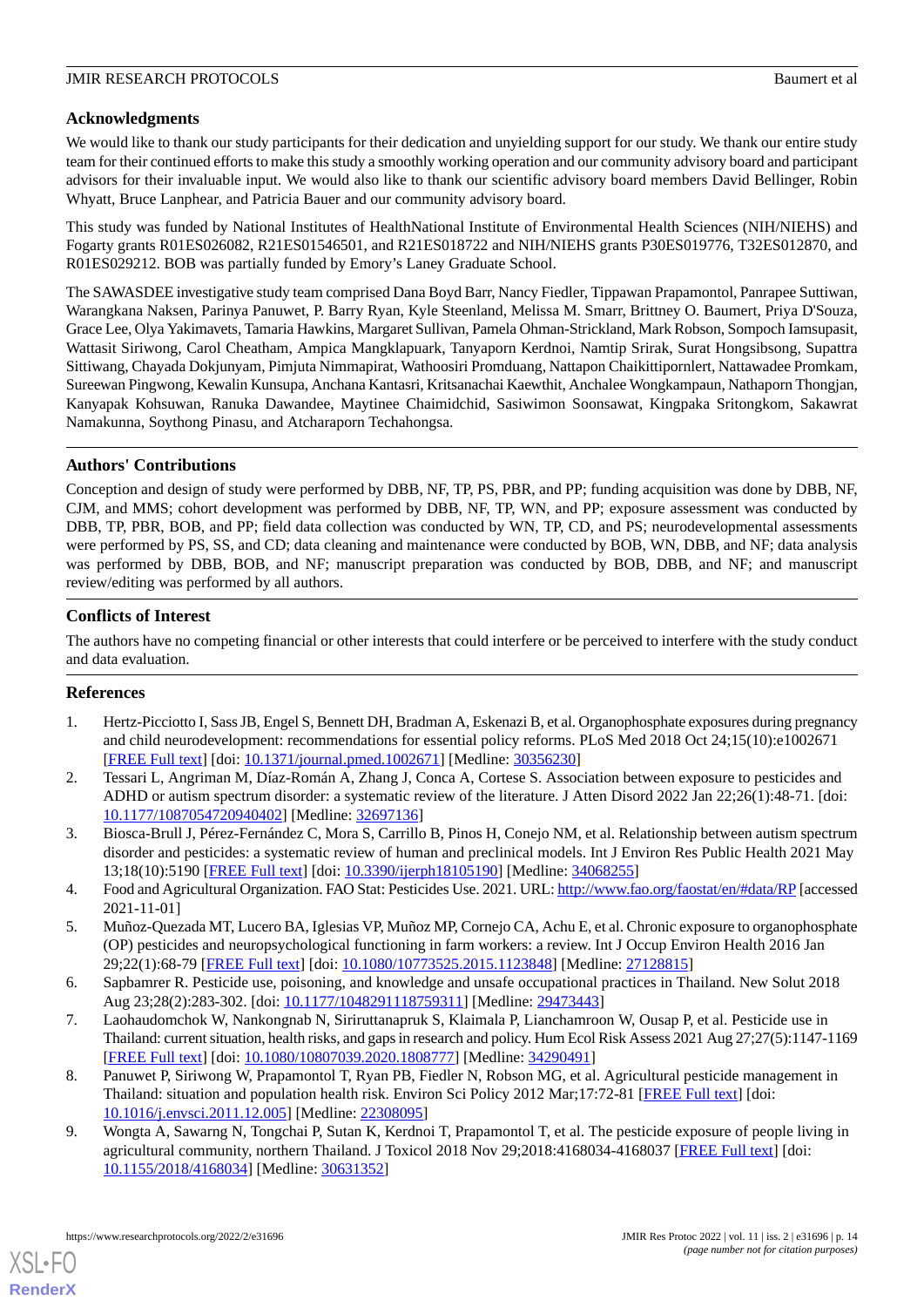## Acknowledgments

We would like to thank our study participants for their dedication and unyielding support for our study. We thank our entire study team for their continued efforts to make this study a smoothly working operation and our community advisory board and participant advisors for their invaluable input. We would also like to thank our scientific advisory board members David Bellinger, Robin Whyatt, Bruce Lanphear, and Patricia Bauer and our community advisory board.

This study was funded by National Institutes of HealthNational Institute of Environmental Health Sciences (NIH/NIEHS) and Fogarty grants R01ES026082, R21ES01546501, and R21ES018722 and NIH/NIEHS grants P30ES019776, T32ES012870, and R01ES029212. BOB was partially funded by Emory's Laney Graduate School.

The SAWASDEE investigative study team comprised Dana Boyd Barr, Nancy Fiedler, Tippawan Prapamontol, Panrapee Suttiwan, Warangkana Naksen, Parinya Panuwet, P. Barry Ryan, Kyle Steenland, Melissa M. Smarr, Brittney O. Baumert, Priya D'Souza, Grace Lee, Olya Yakimavets, Tamaria Hawkins, Margaret Sullivan, Pamela Ohman-Strickland, Mark Robson, Sompoch Iamsupasit, Wattasit Siriwong, Carol Cheatham, Ampica Mangklapuark, Tanyaporn Kerdnoi, Namtip Srirak, Surat Hongsibsong, Supattra Sittiwang, Chayada Dokjunyam, Pimjuta Nimmapirat, Wathoosiri Promduang, Nattapon Chaikittipornlert, Nattawadee Promkam, Sureewan Pingwong, Kewalin Kunsupa, Anchana Kantasri, Kritsanachai Kaewthit, Anchalee Wongkampaun, Nathaporn Thongjan, Kanyapak Kohsuwan, Ranuka Dawandee, Maytinee Chaimidchid, Sasiwimon Soonsawat, Kingpaka Sritongkom, Sakawrat Namakunna, Soythong Pinasu, and Atcharaporn Techahongsa.

## Authors' Contributions

Conception and design of study were performed by DBB, NF, TP, PS, PBR, and PP; funding acquisition was done by DBB, NF, CJM, and MMS; cohort development was performed by DBB, NF, TP, WN, and PP; exposure assessment was conducted by DBB, TP, PBR, BOB, and PP; field data collection was conducted by WN, TP, CD, and PS; neurodevelopmental assessments were performed by PS, SS, and CD; data cleaning and maintenance were conducted by BOB, WN, DBB, and NF; data analysis was performed by DBB, BOB, and NF; manuscript preparation was conducted by BOB, DBB, and NF; and manuscript review/editing was performed by all authors.

## Conflicts of Interest

The authors have no competing financial or other interests that could interfere or be perceived to interfere with the study conduct and data evaluation.

## References

1. Hertz-Picciotto I, Sass JB, Engel S, Bennett DH, Bradman A, Eskenazi B, et al. Organophosphate exposures during pregnancy and child neurodevelopment: recommendations for essential policy reforms. PLoS Med 2018 Oct 24;15(10):e1002671 [FREE Full text] [doi: 10.1371/journal.pmed.1002671] [Medline: 30356230]
2. Tessari L, Angriman M, Díaz-Román A, Zhang J, Conca A, Cortese S. Association between exposure to pesticides and ADHD or autism spectrum disorder: a systematic review of the literature. J Atten Disord 2022 Jan 22;26(1):48-71. [doi: 10.1177/1087054720940402] [Medline: 32697136]
3. Biosca-Brull J, Pérez-Fernández C, Mora S, Carrillo B, Pinos H, Conejo NM, et al. Relationship between autism spectrum disorder and pesticides: a systematic review of human and preclinical models. Int J Environ Res Public Health 2021 May 13;18(10):5190 [FREE Full text] [doi: 10.3390/ijerph18105190] [Medline: 34068255]
4. Food and Agricultural Organization. FAO Stat: Pesticides Use. 2021. URL: http://www.fao.org/faostat/en/#data/RP [accessed 2021-11-01]
5. Muñoz-Quezada MT, Lucero BA, Iglesias VP, Muñoz MP, Cornejo CA, Achu E, et al. Chronic exposure to organophosphate (OP) pesticides and neuropsychological functioning in farm workers: a review. Int J Occup Environ Health 2016 Jan 29;22(1):68-79 [FREE Full text] [doi: 10.1080/10773525.2015.1123848] [Medline: 27128815]
6. Sapbamrer R. Pesticide use, poisoning, and knowledge and unsafe occupational practices in Thailand. New Solut 2018 Aug 23;28(2):283-302. [doi: 10.1177/1048291118759311] [Medline: 29473443]
7. Laohaudomchok W, Nankongnab N, Siriruttanapruk S, Klaimala P, Lianchamroon W, Ousap P, et al. Pesticide use in Thailand: current situation, health risks, and gaps in research and policy. Hum Ecol Risk Assess 2021 Aug 27;27(5):1147-1169 [FREE Full text] [doi: 10.1080/10807039.2020.1808777] [Medline: 34290491]
8. Panuwet P, Siriwong W, Prapamontol T, Ryan PB, Fiedler N, Robson MG, et al. Agricultural pesticide management in Thailand: situation and population health risk. Environ Sci Policy 2012 Mar;17:72-81 [FREE Full text] [doi: 10.1016/j.envsci.2011.12.005] [Medline: 22308095]
9. Wongta A, Sawarng N, Tongchai P, Sutan K, Kerdnoi T, Prapamontol T, et al. The pesticide exposure of people living in agricultural community, northern Thailand. J Toxicol 2018 Nov 29;2018:4168034-4168037 [FREE Full text] [doi: 10.1155/2018/4168034] [Medline: 30631352]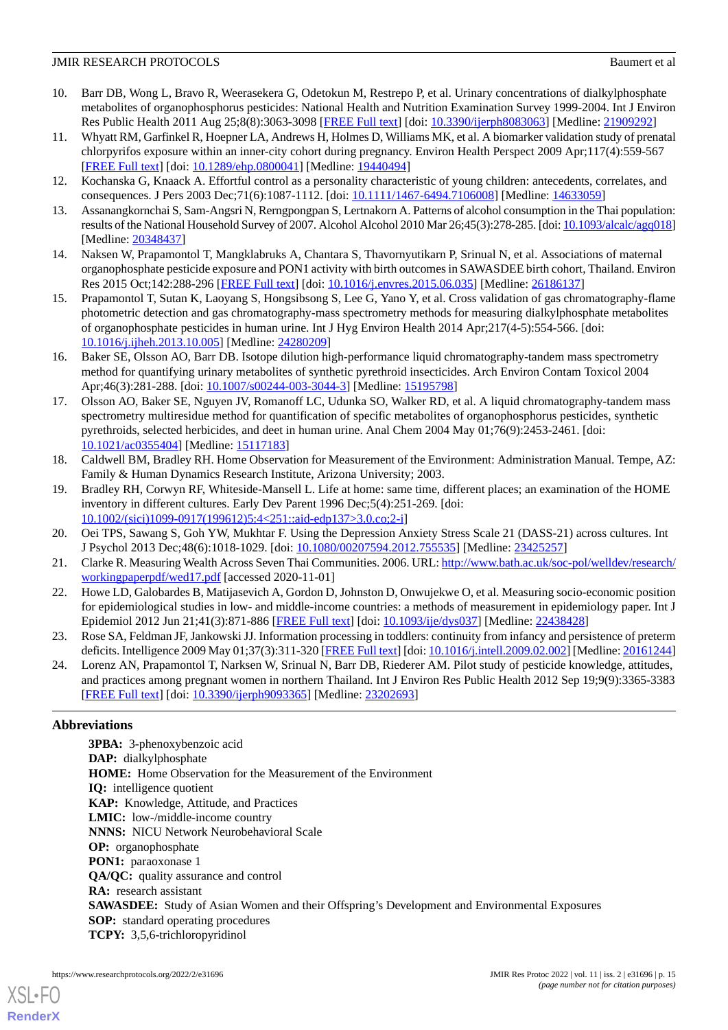10. Barr DB, Wong L, Bravo R, Weerasekera G, Odetokun M, Restrepo P, et al. Urinary concentrations of dialkylphosphate metabolites of organophosphorus pesticides: National Health and Nutrition Examination Survey 1999-2004. Int J Environ Res Public Health 2011 Aug 25;8(8):3063-3098 [FREE Full text] [doi: 10.3390/ijerph8083063] [Medline: 21909292]
11. Whyatt RM, Garfinkel R, Hoepner LA, Andrews H, Holmes D, Williams MK, et al. A biomarker validation study of prenatal chlorpyrifos exposure within an inner-city cohort during pregnancy. Environ Health Perspect 2009 Apr;117(4):559-567 [FREE Full text] [doi: 10.1289/ehp.0800041] [Medline: 19440494]
12. Kochanska G, Knaack A. Effortful control as a personality characteristic of young children: antecedents, correlates, and consequences. J Pers 2003 Dec;71(6):1087-1112. [doi: 10.1111/1467-6494.7106008] [Medline: 14633059]
13. Assanangkornchai S, Sam-Angsri N, Rerngpongpan S, Lertnakorn A. Patterns of alcohol consumption in the Thai population: results of the National Household Survey of 2007. Alcohol Alcohol 2010 Mar 26;45(3):278-285. [doi: 10.1093/alcalc/agq018] [Medline: 20348437]
14. Naksen W, Prapamontol T, Mangklabruks A, Chantara S, Thavornyutikarn P, Srinual N, et al. Associations of maternal organophosphate pesticide exposure and PON1 activity with birth outcomes in SAWASDEE birth cohort, Thailand. Environ Res 2015 Oct;142:288-296 [FREE Full text] [doi: 10.1016/j.envres.2015.06.035] [Medline: 26186137]
15. Prapamontol T, Sutan K, Laoyang S, Hongsibsong S, Lee G, Yano Y, et al. Cross validation of gas chromatography-flame photometric detection and gas chromatography-mass spectrometry methods for measuring dialkylphosphate metabolites of organophosphate pesticides in human urine. Int J Hyg Environ Health 2014 Apr;217(4-5):554-566. [doi: 10.1016/j.ijheh.2013.10.005] [Medline: 24280209]
16. Baker SE, Olsson AO, Barr DB. Isotope dilution high-performance liquid chromatography-tandem mass spectrometry method for quantifying urinary metabolites of synthetic pyrethroid insecticides. Arch Environ Contam Toxicol 2004 Apr;46(3):281-288. [doi: 10.1007/s00244-003-3044-3] [Medline: 15195798]
17. Olsson AO, Baker SE, Nguyen JV, Romanoff LC, Udunka SO, Walker RD, et al. A liquid chromatography-tandem mass spectrometry multiresidue method for quantification of specific metabolites of organophosphorus pesticides, synthetic pyrethroids, selected herbicides, and deet in human urine. Anal Chem 2004 May 01;76(9):2453-2461. [doi: 10.1021/ac0355404] [Medline: 15117183]
18. Caldwell BM, Bradley RH. Home Observation for Measurement of the Environment: Administration Manual. Tempe, AZ: Family & Human Dynamics Research Institute, Arizona University; 2003.
19. Bradley RH, Corwyn RF, Whiteside-Mansell L. Life at home: same time, different places; an examination of the HOME inventory in different cultures. Early Dev Parent 1996 Dec;5(4):251-269. [doi: 10.1002/(sici)1099-0917(199612)5:4<251::aid-edp137>3.0.co;2-i]
20. Oei TPS, Sawang S, Goh YW, Mukhtar F. Using the Depression Anxiety Stress Scale 21 (DASS-21) across cultures. Int J Psychol 2013 Dec;48(6):1018-1029. [doi: 10.1080/00207594.2012.755535] [Medline: 23425257]
21. Clarke R. Measuring Wealth Across Seven Thai Communities. 2006. URL: http://www.bath.ac.uk/soc-pol/welldev/research/workingpaperpdf/wed17.pdf [accessed 2020-11-01]
22. Howe LD, Galobardes B, Matijasevich A, Gordon D, Johnston D, Onwujekwe O, et al. Measuring socio-economic position for epidemiological studies in low- and middle-income countries: a methods of measurement in epidemiology paper. Int J Epidemiol 2012 Jun 21;41(3):871-886 [FREE Full text] [doi: 10.1093/ije/dys037] [Medline: 22438428]
23. Rose SA, Feldman JF, Jankowski JJ. Information processing in toddlers: continuity from infancy and persistence of preterm deficits. Intelligence 2009 May 01;37(3):311-320 [FREE Full text] [doi: 10.1016/j.intell.2009.02.002] [Medline: 20161244]
24. Lorenz AN, Prapamontol T, Narksen W, Srinual N, Barr DB, Riederer AM. Pilot study of pesticide knowledge, attitudes, and practices among pregnant women in northern Thailand. Int J Environ Res Public Health 2012 Sep 19;9(9):3365-3383 [FREE Full text] [doi: 10.3390/ijerph9093365] [Medline: 23202693]

## Abbreviations

**3PBA:** 3-phenoxybenzoic acid
**DAP:** dialkylphosphate
**HOME:** Home Observation for the Measurement of the Environment
**IQ:** intelligence quotient
**KAP:** Knowledge, Attitude, and Practices
**LMIC:** low-/middle-income country
**NNNS:** NICU Network Neurobehavioral Scale
**OP:** organophosphate
**PON1:** paraoxonase 1
**QA/QC:** quality assurance and control
**RA:** research assistant
**SAWASDEE:** Study of Asian Women and their Offspring's Development and Environmental Exposures
**SOP:** standard operating procedures
**TCPY:** 3,5,6-trichloropyridinol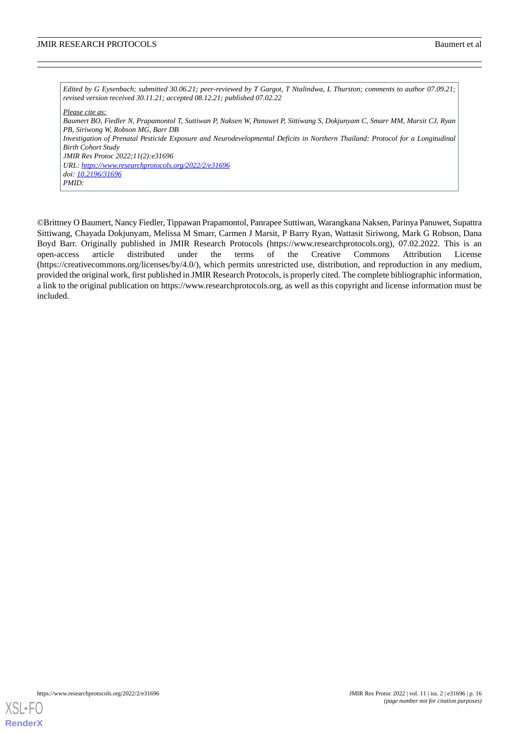*Edited by G Eysenbach; submitted 30.06.21; peer-reviewed by T Gargot, T Ntalindwa, L Thurston; comments to author 07.09.21; revised version received 30.11.21; accepted 08.12.21; published 07.02.22*

*Please cite as:*
*Baumert BO, Fiedler N, Prapamontol T, Suttiwan P, Naksen W, Panuwet P, Sittiwang S, Dokjunyam C, Smarr MM, Marsit CJ, Ryan PB, Siriwong W, Robson MG, Barr DB*
*Investigation of Prenatal Pesticide Exposure and Neurodevelopmental Deficits in Northern Thailand: Protocol for a Longitudinal Birth Cohort Study*
*JMIR Res Protoc 2022;11(2):e31696*
*URL: https://www.researchprotocols.org/2022/2/e31696*
*doi: 10.2196/31696*
*PMID:*

©Brittney O Baumert, Nancy Fiedler, Tippawan Prapamontol, Panrapee Suttiwan, Warangkana Naksen, Parinya Panuwet, Supattra Sittiwang, Chayada Dokjunyam, Melissa M Smarr, Carmen J Marsit, P Barry Ryan, Wattasit Siriwong, Mark G Robson, Dana Boyd Barr. Originally published in JMIR Research Protocols (https://www.researchprotocols.org), 07.02.2022. This is an open-access article distributed under the terms of the Creative Commons Attribution License (https://creativecommons.org/licenses/by/4.0/), which permits unrestricted use, distribution, and reproduction in any medium, provided the original work, first published in JMIR Research Protocols, is properly cited. The complete bibliographic information, a link to the original publication on https://www.researchprotocols.org, as well as this copyright and license information must be included.